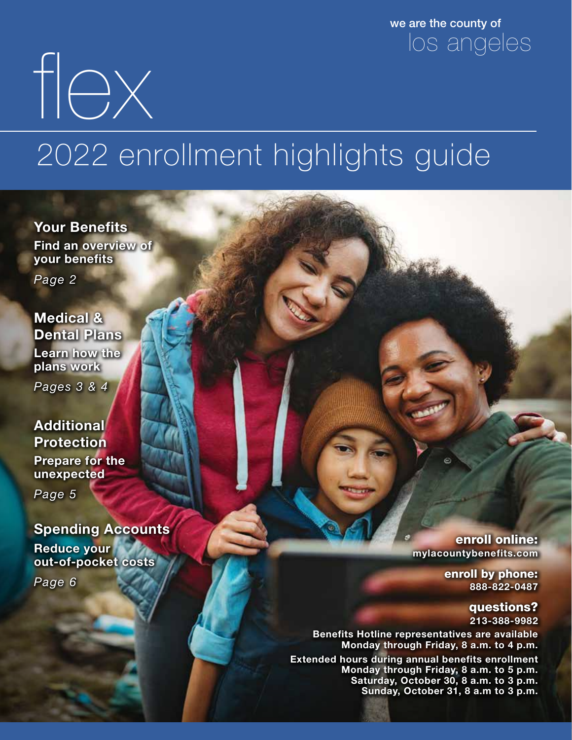we are the county of
los angeles

# flex

## 2022 enrollment highlights guide

### Your Benefits
**Find an overview of your benefits**
*Page 2*

### Medical & Dental Plans
**Learn how the plans work**
*Pages 3 & 4*

### Additional Protection
**Prepare for the unexpected**
*Page 5*

### Spending Accounts
**Reduce your out-of-pocket costs**
*Page 6*

**enroll online:**
**mylacountybenefits.com**

**enroll by phone:**
**888-822-0487**

**questions?**
**213-388-9982**

**Benefits Hotline representatives are available Monday through Friday, 8 a.m. to 4 p.m.**

**Extended hours during annual benefits enrollment**
**Monday through Friday, 8 a.m. to 5 p.m.**
**Saturday, October 30, 8 a.m. to 3 p.m.**
**Sunday, October 31, 8 a.m to 3 p.m.**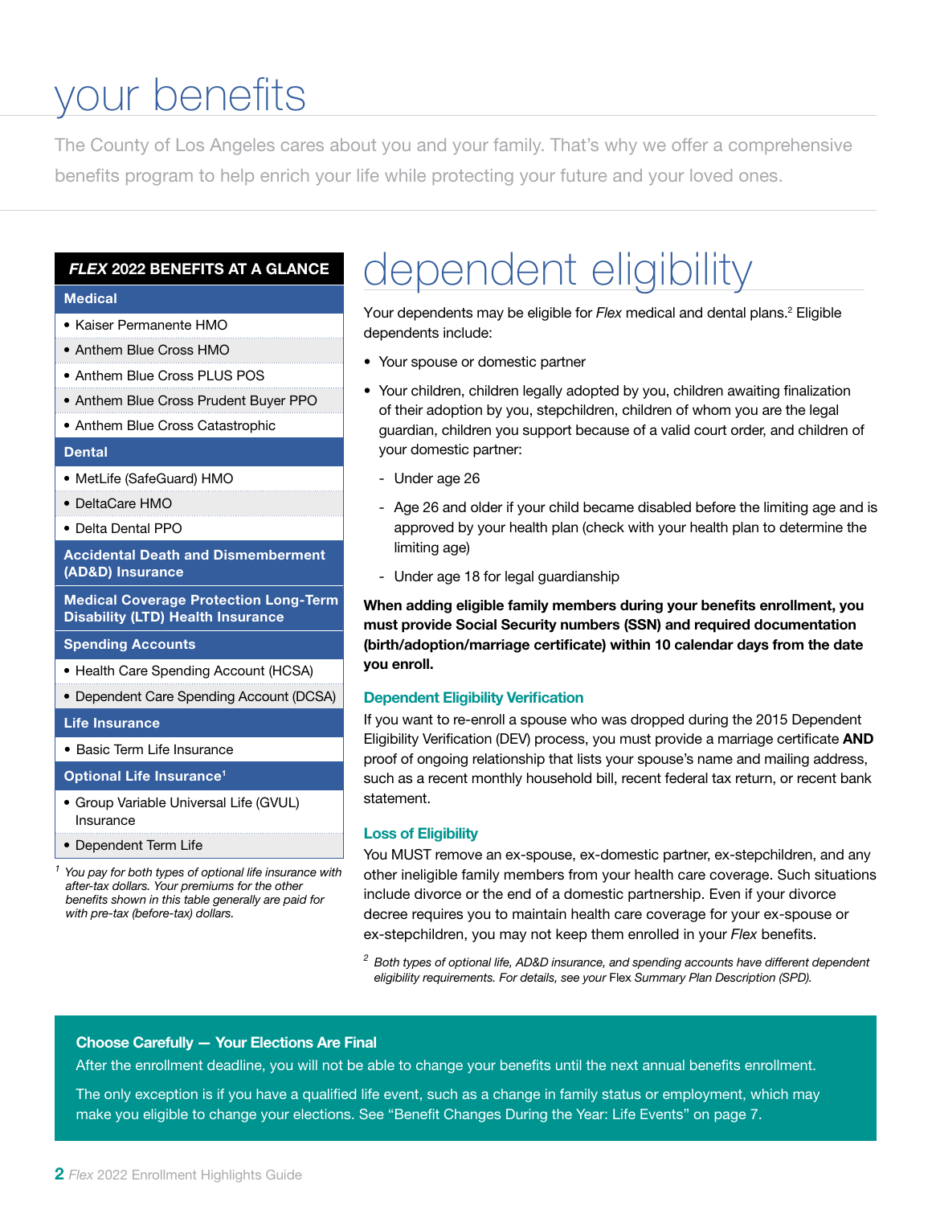# your benefits

The County of Los Angeles cares about you and your family. That's why we offer a comprehensive benefits program to help enrich your life while protecting your future and your loved ones.

| ***FLEX* 2022 BENEFITS AT A GLANCE** |
|---|
| **Medical** |
| • Kaiser Permanente HMO |
| • Anthem Blue Cross HMO |
| • Anthem Blue Cross PLUS POS |
| • Anthem Blue Cross Prudent Buyer PPO |
| • Anthem Blue Cross Catastrophic |
| **Dental** |
| • MetLife (SafeGuard) HMO |
| • DeltaCare HMO |
| • Delta Dental PPO |
| **Accidental Death and Dismemberment (AD&D) Insurance** |
| **Medical Coverage Protection Long-Term Disability (LTD) Health Insurance** |
| **Spending Accounts** |
| • Health Care Spending Account (HCSA) |
| • Dependent Care Spending Account (DCSA) |
| **Life Insurance** |
| • Basic Term Life Insurance |
| **Optional Life Insurance[1]** |
| • Group Variable Universal Life (GVUL) Insurance |
| • Dependent Term Life |

[1] *You pay for both types of optional life insurance with after-tax dollars. Your premiums for the other benefits shown in this table generally are paid for with pre-tax (before-tax) dollars.*

# dependent eligibility

Your dependents may be eligible for *Flex* medical and dental plans.[2] Eligible dependents include:

- Your spouse or domestic partner
- Your children, children legally adopted by you, children awaiting finalization of their adoption by you, stepchildren, children of whom you are the legal guardian, children you support because of a valid court order, and children of your domestic partner:
  - Under age 26
  - Age 26 and older if your child became disabled before the limiting age and is approved by your health plan (check with your health plan to determine the limiting age)
  - Under age 18 for legal guardianship

**When adding eligible family members during your benefits enrollment, you must provide Social Security numbers (SSN) and required documentation (birth/adoption/marriage certificate) within 10 calendar days from the date you enroll.**

### Dependent Eligibility Verification

If you want to re-enroll a spouse who was dropped during the 2015 Dependent Eligibility Verification (DEV) process, you must provide a marriage certificate **AND** proof of ongoing relationship that lists your spouse's name and mailing address, such as a recent monthly household bill, recent federal tax return, or recent bank statement.

### Loss of Eligibility

You MUST remove an ex-spouse, ex-domestic partner, ex-stepchildren, and any other ineligible family members from your health care coverage. Such situations include divorce or the end of a domestic partnership. Even if your divorce decree requires you to maintain health care coverage for your ex-spouse or ex-stepchildren, you may not keep them enrolled in your *Flex* benefits.

[2] *Both types of optional life, AD&D insurance, and spending accounts have different dependent eligibility requirements. For details, see your* Flex *Summary Plan Description (SPD).*

**Choose Carefully — Your Elections Are Final**

After the enrollment deadline, you will not be able to change your benefits until the next annual benefits enrollment.

The only exception is if you have a qualified life event, such as a change in family status or employment, which may make you eligible to change your elections. See "Benefit Changes During the Year: Life Events" on page 7.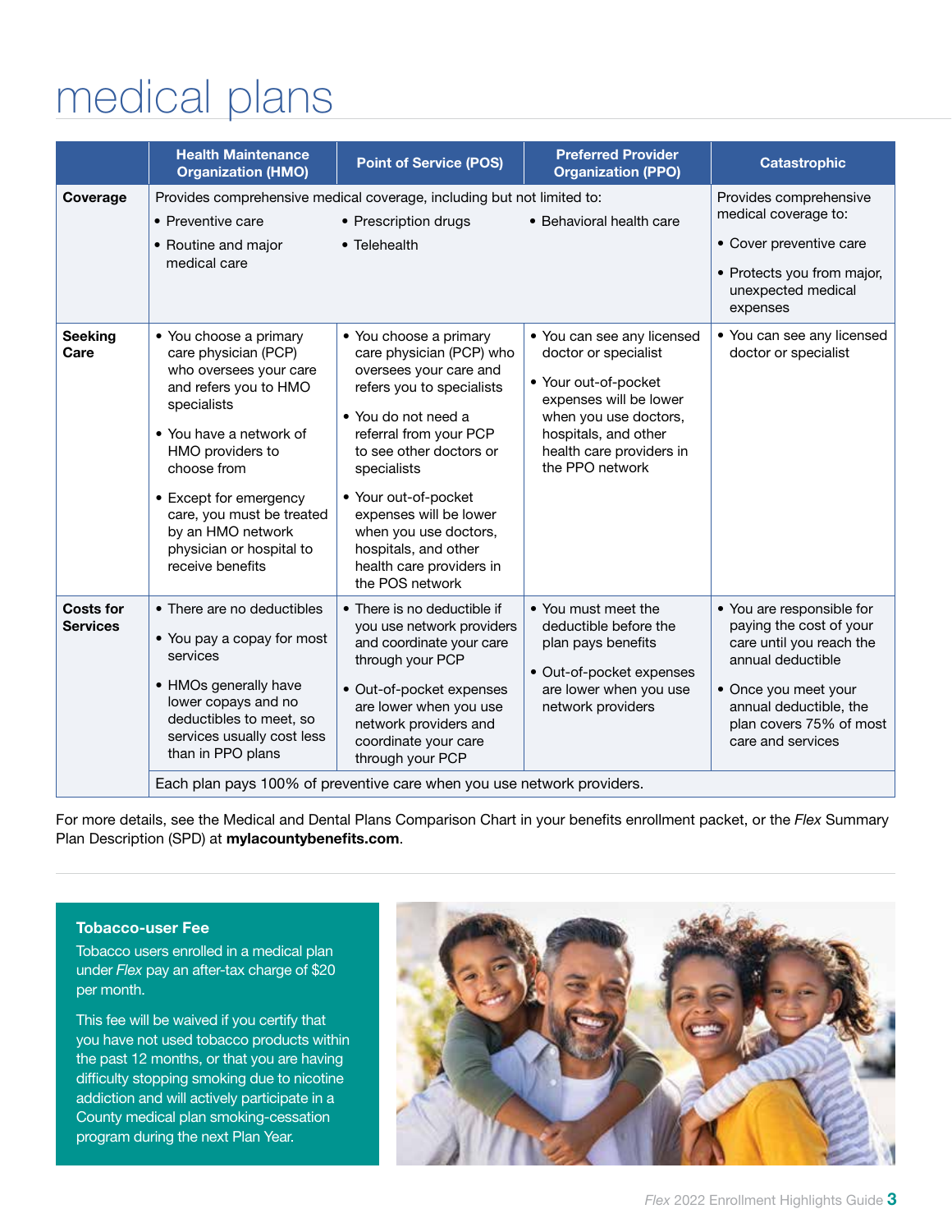# medical plans

| | Health Maintenance Organization (HMO) | Point of Service (POS) | Preferred Provider Organization (PPO) | Catastrophic |
|---|---|---|---|---|
| **Coverage** | Provides comprehensive medical coverage, including but not limited to: • Preventive care • Routine and major medical care | • Prescription drugs • Telehealth | • Behavioral health care | Provides comprehensive medical coverage to: • Cover preventive care • Protects you from major, unexpected medical expenses |
| **Seeking Care** | • You choose a primary care physician (PCP) who oversees your care and refers you to HMO specialists • You have a network of HMO providers to choose from • Except for emergency care, you must be treated by an HMO network physician or hospital to receive benefits | • You choose a primary care physician (PCP) who oversees your care and refers you to specialists • You do not need a referral from your PCP to see other doctors or specialists • Your out-of-pocket expenses will be lower when you use doctors, hospitals, and other health care providers in the POS network | • You can see any licensed doctor or specialist • Your out-of-pocket expenses will be lower when you use doctors, hospitals, and other health care providers in the PPO network | • You can see any licensed doctor or specialist |
| **Costs for Services** | • There are no deductibles • You pay a copay for most services • HMOs generally have lower copays and no deductibles to meet, so services usually cost less than in PPO plans | • There is no deductible if you use network providers and coordinate your care through your PCP • Out-of-pocket expenses are lower when you use network providers and coordinate your care through your PCP | • You must meet the deductible before the plan pays benefits • Out-of-pocket expenses are lower when you use network providers | • You are responsible for paying the cost of your care until you reach the annual deductible • Once you meet your annual deductible, the plan covers 75% of most care and services |
| | Each plan pays 100% of preventive care when you use network providers. | | | |

For more details, see the Medical and Dental Plans Comparison Chart in your benefits enrollment packet, or the *Flex* Summary Plan Description (SPD) at **mylacountybenefits.com**.

### Tobacco-user Fee

Tobacco users enrolled in a medical plan under *Flex* pay an after-tax charge of $20 per month.

This fee will be waived if you certify that you have not used tobacco products within the past 12 months, or that you are having difficulty stopping smoking due to nicotine addiction and will actively participate in a County medical plan smoking-cessation program during the next Plan Year.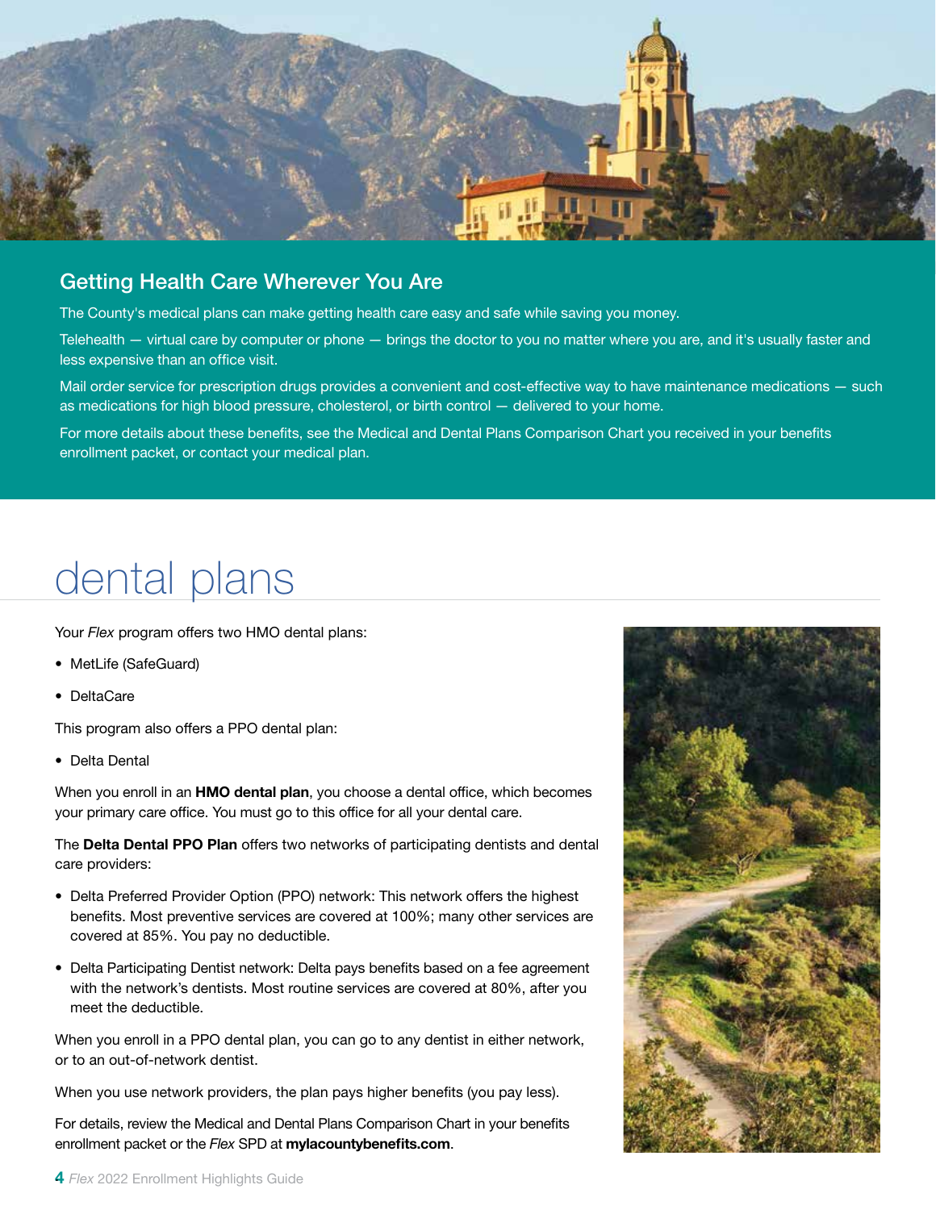## Getting Health Care Wherever You Are

The County's medical plans can make getting health care easy and safe while saving you money.

Telehealth — virtual care by computer or phone — brings the doctor to you no matter where you are, and it's usually faster and less expensive than an office visit.

Mail order service for prescription drugs provides a convenient and cost-effective way to have maintenance medications — such as medications for high blood pressure, cholesterol, or birth control — delivered to your home.

For more details about these benefits, see the Medical and Dental Plans Comparison Chart you received in your benefits enrollment packet, or contact your medical plan.

# dental plans

Your *Flex* program offers two HMO dental plans:

- MetLife (SafeGuard)
- DeltaCare

This program also offers a PPO dental plan:

- Delta Dental

When you enroll in an **HMO dental plan**, you choose a dental office, which becomes your primary care office. You must go to this office for all your dental care.

The **Delta Dental PPO Plan** offers two networks of participating dentists and dental care providers:

- Delta Preferred Provider Option (PPO) network: This network offers the highest benefits. Most preventive services are covered at 100%; many other services are covered at 85%. You pay no deductible.
- Delta Participating Dentist network: Delta pays benefits based on a fee agreement with the network's dentists. Most routine services are covered at 80%, after you meet the deductible.

When you enroll in a PPO dental plan, you can go to any dentist in either network, or to an out-of-network dentist.

When you use network providers, the plan pays higher benefits (you pay less).

For details, review the Medical and Dental Plans Comparison Chart in your benefits enrollment packet or the *Flex* SPD at **mylacountybenefits.com**.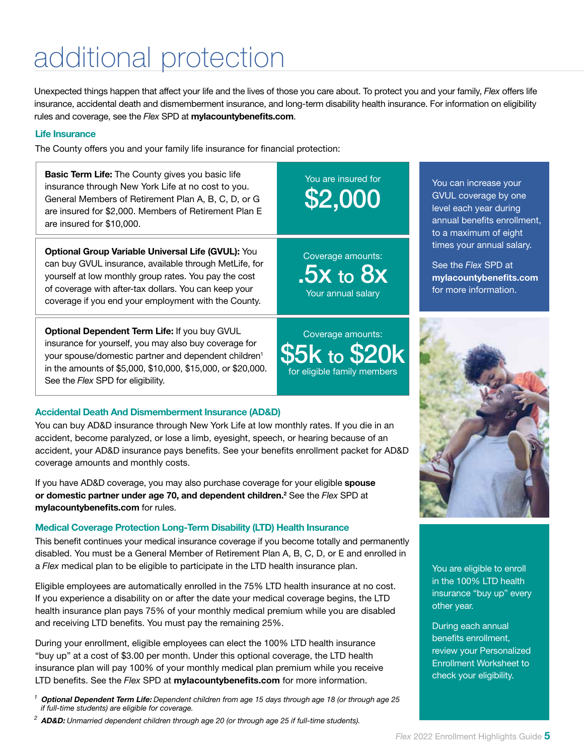# additional protection

Unexpected things happen that affect your life and the lives of those you care about. To protect you and your family, *Flex* offers life insurance, accidental death and dismemberment insurance, and long-term disability health insurance. For information on eligibility rules and coverage, see the *Flex* SPD at **mylacountybenefits.com**.

### Life Insurance

The County offers you and your family life insurance for financial protection:

| | |
|---|---|
| **Basic Term Life:** The County gives you basic life insurance through New York Life at no cost to you. General Members of Retirement Plan A, B, C, D, or G are insured for $2,000. Members of Retirement Plan E are insured for $10,000. | You are insured for **$2,000** |
| **Optional Group Variable Universal Life (GVUL):** You can buy GVUL insurance, available through MetLife, for yourself at low monthly group rates. You pay the cost of coverage with after-tax dollars. You can keep your coverage if you end your employment with the County. | Coverage amounts: **.5x to 8x** Your annual salary |
| **Optional Dependent Term Life:** If you buy GVUL insurance for yourself, you may also buy coverage for your spouse/domestic partner and dependent children[1] in the amounts of $5,000, $10,000, $15,000, or $20,000. See the *Flex* SPD for eligibility. | Coverage amounts: **$5k to $20k** for eligible family members |

You can increase your GVUL coverage by one level each year during annual benefits enrollment, to a maximum of eight times your annual salary.

See the *Flex* SPD at **mylacountybenefits.com** for more information.

### Accidental Death And Dismemberment Insurance (AD&D)

You can buy AD&D insurance through New York Life at low monthly rates. If you die in an accident, become paralyzed, or lose a limb, eyesight, speech, or hearing because of an accident, your AD&D insurance pays benefits. See your benefits enrollment packet for AD&D coverage amounts and monthly costs.

If you have AD&D coverage, you may also purchase coverage for your eligible **spouse or domestic partner under age 70, and dependent children.**[2] See the *Flex* SPD at **mylacountybenefits.com** for rules.

### Medical Coverage Protection Long-Term Disability (LTD) Health Insurance

This benefit continues your medical insurance coverage if you become totally and permanently disabled. You must be a General Member of Retirement Plan A, B, C, D, or E and enrolled in a *Flex* medical plan to be eligible to participate in the LTD health insurance plan.

Eligible employees are automatically enrolled in the 75% LTD health insurance at no cost. If you experience a disability on or after the date your medical coverage begins, the LTD health insurance plan pays 75% of your monthly medical premium while you are disabled and receiving LTD benefits. You must pay the remaining 25%.

During your enrollment, eligible employees can elect the 100% LTD health insurance "buy up" at a cost of $3.00 per month. Under this optional coverage, the LTD health insurance plan will pay 100% of your monthly medical plan premium while you receive LTD benefits. See the *Flex* SPD at **mylacountybenefits.com** for more information.

You are eligible to enroll in the 100% LTD health insurance "buy up" every other year.

During each annual benefits enrollment, review your Personalized Enrollment Worksheet to check your eligibility.

[1] ***Optional Dependent Term Life:*** *Dependent children from age 15 days through age 18 (or through age 25 if full-time students) are eligible for coverage.*

[2] ***AD&D:*** *Unmarried dependent children through age 20 (or through age 25 if full-time students).*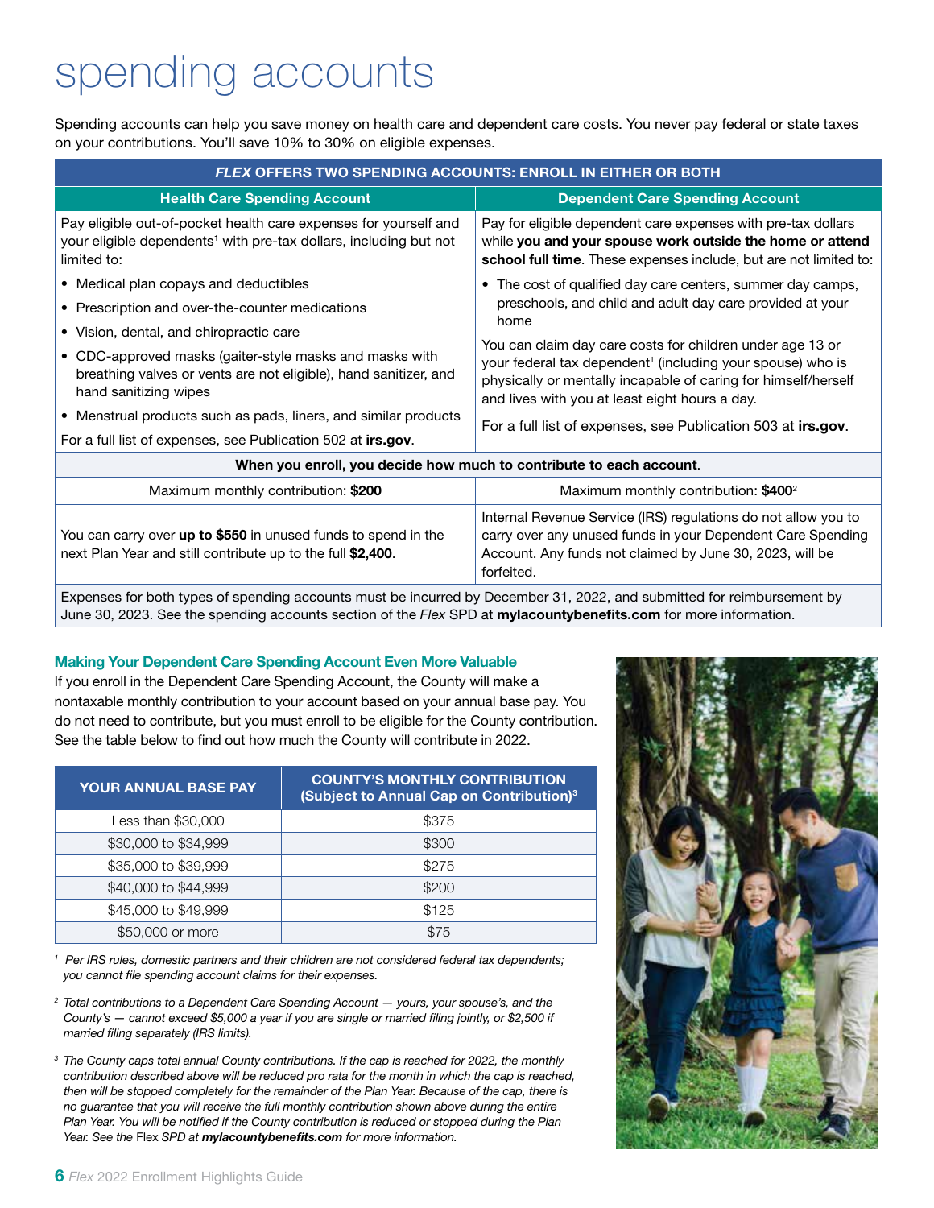# spending accounts

Spending accounts can help you save money on health care and dependent care costs. You never pay federal or state taxes on your contributions. You'll save 10% to 30% on eligible expenses.

| ***FLEX* OFFERS TWO SPENDING ACCOUNTS: ENROLL IN EITHER OR BOTH** | |
|---|---|
| **Health Care Spending Account** | **Dependent Care Spending Account** |
| Pay eligible out-of-pocket health care expenses for yourself and your eligible dependents[1] with pre-tax dollars, including but not limited to:<br>• Medical plan copays and deductibles<br>• Prescription and over-the-counter medications<br>• Vision, dental, and chiropractic care<br>• CDC-approved masks (gaiter-style masks and masks with breathing valves or vents are not eligible), hand sanitizer, and hand sanitizing wipes<br>• Menstrual products such as pads, liners, and similar products<br>For a full list of expenses, see Publication 502 at **irs.gov**. | Pay for eligible dependent care expenses with pre-tax dollars while **you and your spouse work outside the home or attend school full time**. These expenses include, but are not limited to:<br>• The cost of qualified day care centers, summer day camps, preschools, and child and adult day care provided at your home<br>You can claim day care costs for children under age 13 or your federal tax dependent[1] (including your spouse) who is physically or mentally incapable of caring for himself/herself and lives with you at least eight hours a day.<br>For a full list of expenses, see Publication 503 at **irs.gov**. |
| **When you enroll, you decide how much to contribute to each account.** | |
| Maximum monthly contribution: **$200** | Maximum monthly contribution: **$400**[2] |
| You can carry over **up to $550** in unused funds to spend in the next Plan Year and still contribute up to the full **$2,400**. | Internal Revenue Service (IRS) regulations do not allow you to carry over any unused funds in your Dependent Care Spending Account. Any funds not claimed by June 30, 2023, will be forfeited. |
| Expenses for both types of spending accounts must be incurred by December 31, 2022, and submitted for reimbursement by June 30, 2023. See the spending accounts section of the *Flex* SPD at **mylacountybenefits.com** for more information. | |

### Making Your Dependent Care Spending Account Even More Valuable

If you enroll in the Dependent Care Spending Account, the County will make a nontaxable monthly contribution to your account based on your annual base pay. You do not need to contribute, but you must enroll to be eligible for the County contribution. See the table below to find out how much the County will contribute in 2022.

| YOUR ANNUAL BASE PAY | COUNTY'S MONTHLY CONTRIBUTION (Subject to Annual Cap on Contribution)[3] |
|---|---|
| Less than $30,000 | $375 |
| $30,000 to $34,999 | $300 |
| $35,000 to $39,999 | $275 |
| $40,000 to $44,999 | $200 |
| $45,000 to $49,999 | $125 |
| $50,000 or more | $75 |

*[1] Per IRS rules, domestic partners and their children are not considered federal tax dependents; you cannot file spending account claims for their expenses.*

*[2] Total contributions to a Dependent Care Spending Account — yours, your spouse's, and the County's — cannot exceed $5,000 a year if you are single or married filing jointly, or $2,500 if married filing separately (IRS limits).*

*[3] The County caps total annual County contributions. If the cap is reached for 2022, the monthly contribution described above will be reduced pro rata for the month in which the cap is reached, then will be stopped completely for the remainder of the Plan Year. Because of the cap, there is no guarantee that you will receive the full monthly contribution shown above during the entire Plan Year. You will be notified if the County contribution is reduced or stopped during the Plan Year. See the* Flex *SPD at **mylacountybenefits.com** for more information.*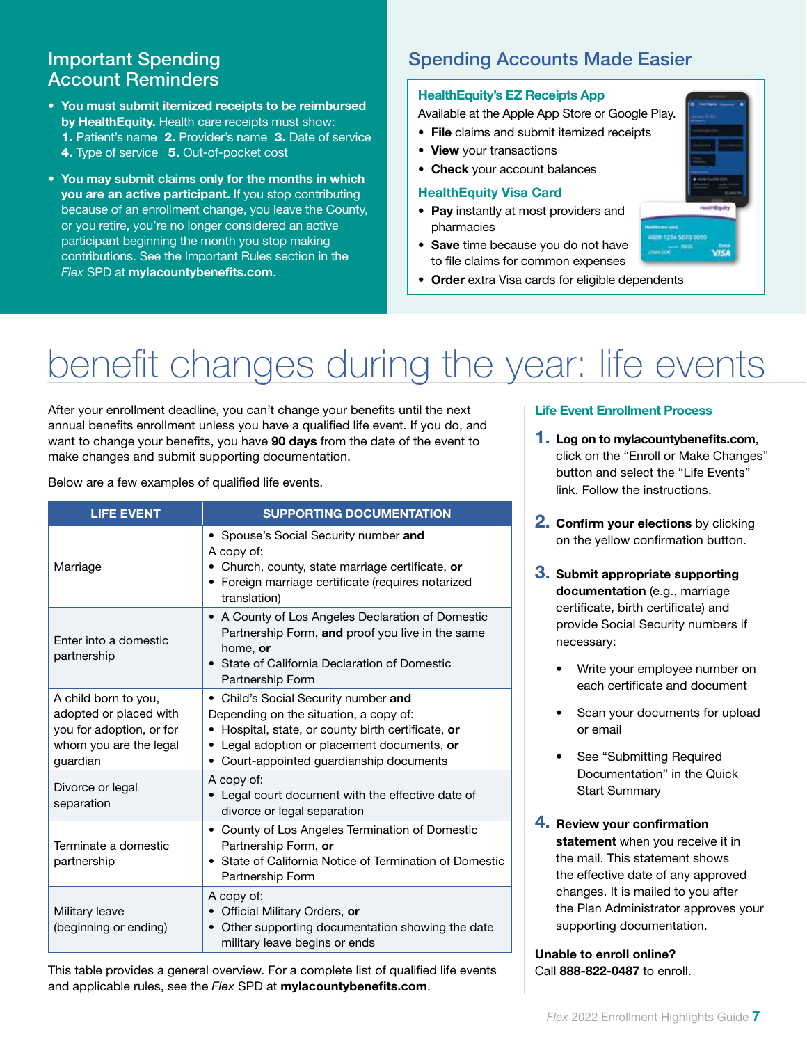## Important Spending Account Reminders

- **You must submit itemized receipts to be reimbursed by HealthEquity.** Health care receipts must show: **1.** Patient's name **2.** Provider's name **3.** Date of service **4.** Type of service **5.** Out-of-pocket cost
- **You may submit claims only for the months in which you are an active participant.** If you stop contributing because of an enrollment change, you leave the County, or you retire, you're no longer considered an active participant beginning the month you stop making contributions. See the Important Rules section in the *Flex* SPD at **mylacountybenefits.com**.

## Spending Accounts Made Easier

### HealthEquity's EZ Receipts App

Available at the Apple App Store or Google Play.

- **File** claims and submit itemized receipts
- **View** your transactions
- **Check** your account balances

### HealthEquity Visa Card

- **Pay** instantly at most providers and pharmacies
- **Save** time because you do not have to file claims for common expenses
- **Order** extra Visa cards for eligible dependents

# benefit changes during the year: life events

After your enrollment deadline, you can't change your benefits until the next annual benefits enrollment unless you have a qualified life event. If you do, and want to change your benefits, you have **90 days** from the date of the event to make changes and submit supporting documentation.

Below are a few examples of qualified life events.

| LIFE EVENT | SUPPORTING DOCUMENTATION |
|---|---|
| Marriage | • Spouse's Social Security number **and**<br>A copy of:<br>• Church, county, state marriage certificate, **or**<br>• Foreign marriage certificate (requires notarized translation) |
| Enter into a domestic partnership | • A County of Los Angeles Declaration of Domestic Partnership Form, **and** proof you live in the same home, **or**<br>• State of California Declaration of Domestic Partnership Form |
| A child born to you, adopted or placed with you for adoption, or for whom you are the legal guardian | • Child's Social Security number **and**<br>Depending on the situation, a copy of:<br>• Hospital, state, or county birth certificate, **or**<br>• Legal adoption or placement documents, **or**<br>• Court-appointed guardianship documents |
| Divorce or legal separation | A copy of:<br>• Legal court document with the effective date of divorce or legal separation |
| Terminate a domestic partnership | • County of Los Angeles Termination of Domestic Partnership Form, **or**<br>• State of California Notice of Termination of Domestic Partnership Form |
| Military leave (beginning or ending) | A copy of:<br>• Official Military Orders, **or**<br>• Other supporting documentation showing the date military leave begins or ends |

This table provides a general overview. For a complete list of qualified life events and applicable rules, see the *Flex* SPD at **mylacountybenefits.com**.

### Life Event Enrollment Process

1. **Log on to mylacountybenefits.com**, click on the "Enroll or Make Changes" button and select the "Life Events" link. Follow the instructions.
2. **Confirm your elections** by clicking on the yellow confirmation button.
3. **Submit appropriate supporting documentation** (e.g., marriage certificate, birth certificate) and provide Social Security numbers if necessary:
   - Write your employee number on each certificate and document
   - Scan your documents for upload or email
   - See "Submitting Required Documentation" in the Quick Start Summary
4. **Review your confirmation statement** when you receive it in the mail. This statement shows the effective date of any approved changes. It is mailed to you after the Plan Administrator approves your supporting documentation.

**Unable to enroll online?**
Call **888-822-0487** to enroll.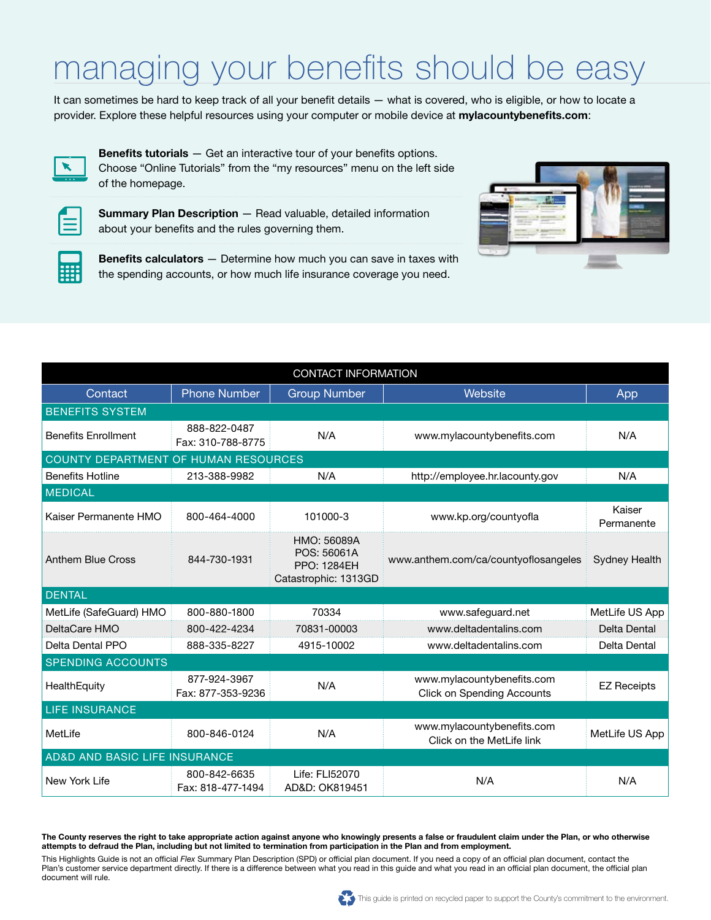# managing your benefits should be easy

It can sometimes be hard to keep track of all your benefit details — what is covered, who is eligible, or how to locate a provider. Explore these helpful resources using your computer or mobile device at **mylacountybenefits.com**:

**Benefits tutorials** — Get an interactive tour of your benefits options. Choose "Online Tutorials" from the "my resources" menu on the left side of the homepage.

**Summary Plan Description** — Read valuable, detailed information about your benefits and the rules governing them.

**Benefits calculators** — Determine how much you can save in taxes with the spending accounts, or how much life insurance coverage you need.

| CONTACT INFORMATION | | | | |
|---|---|---|---|---|
| **Contact** | **Phone Number** | **Group Number** | **Website** | **App** |
| **BENEFITS SYSTEM** | | | | |
| Benefits Enrollment | 888-822-0487<br>Fax: 310-788-8775 | N/A | www.mylacountybenefits.com | N/A |
| **COUNTY DEPARTMENT OF HUMAN RESOURCES** | | | | |
| Benefits Hotline | 213-388-9982 | N/A | http://employee.hr.lacounty.gov | N/A |
| **MEDICAL** | | | | |
| Kaiser Permanente HMO | 800-464-4000 | 101000-3 | www.kp.org/countyofla | Kaiser Permanente |
| Anthem Blue Cross | 844-730-1931 | HMO: 56089A<br>POS: 56061A<br>PPO: 1284EH<br>Catastrophic: 1313GD | www.anthem.com/ca/countyoflosangeles | Sydney Health |
| **DENTAL** | | | | |
| MetLife (SafeGuard) HMO | 800-880-1800 | 70334 | www.safeguard.net | MetLife US App |
| DeltaCare HMO | 800-422-4234 | 70831-00003 | www.deltadentalins.com | Delta Dental |
| Delta Dental PPO | 888-335-8227 | 4915-10002 | www.deltadentalins.com | Delta Dental |
| **SPENDING ACCOUNTS** | | | | |
| HealthEquity | 877-924-3967<br>Fax: 877-353-9236 | N/A | www.mylacountybenefits.com<br>Click on Spending Accounts | EZ Receipts |
| **LIFE INSURANCE** | | | | |
| MetLife | 800-846-0124 | N/A | www.mylacountybenefits.com<br>Click on the MetLife link | MetLife US App |
| **AD&D AND BASIC LIFE INSURANCE** | | | | |
| New York Life | 800-842-6635<br>Fax: 818-477-1494 | Life: FLI52070<br>AD&D: OK819451 | N/A | N/A |

**The County reserves the right to take appropriate action against anyone who knowingly presents a false or fraudulent claim under the Plan, or who otherwise attempts to defraud the Plan, including but not limited to termination from participation in the Plan and from employment.**

This Highlights Guide is not an official *Flex* Summary Plan Description (SPD) or official plan document. If you need a copy of an official plan document, contact the Plan's customer service department directly. If there is a difference between what you read in this guide and what you read in an official plan document, the official plan document will rule.

This guide is printed on recycled paper to support the County's commitment to the environment.